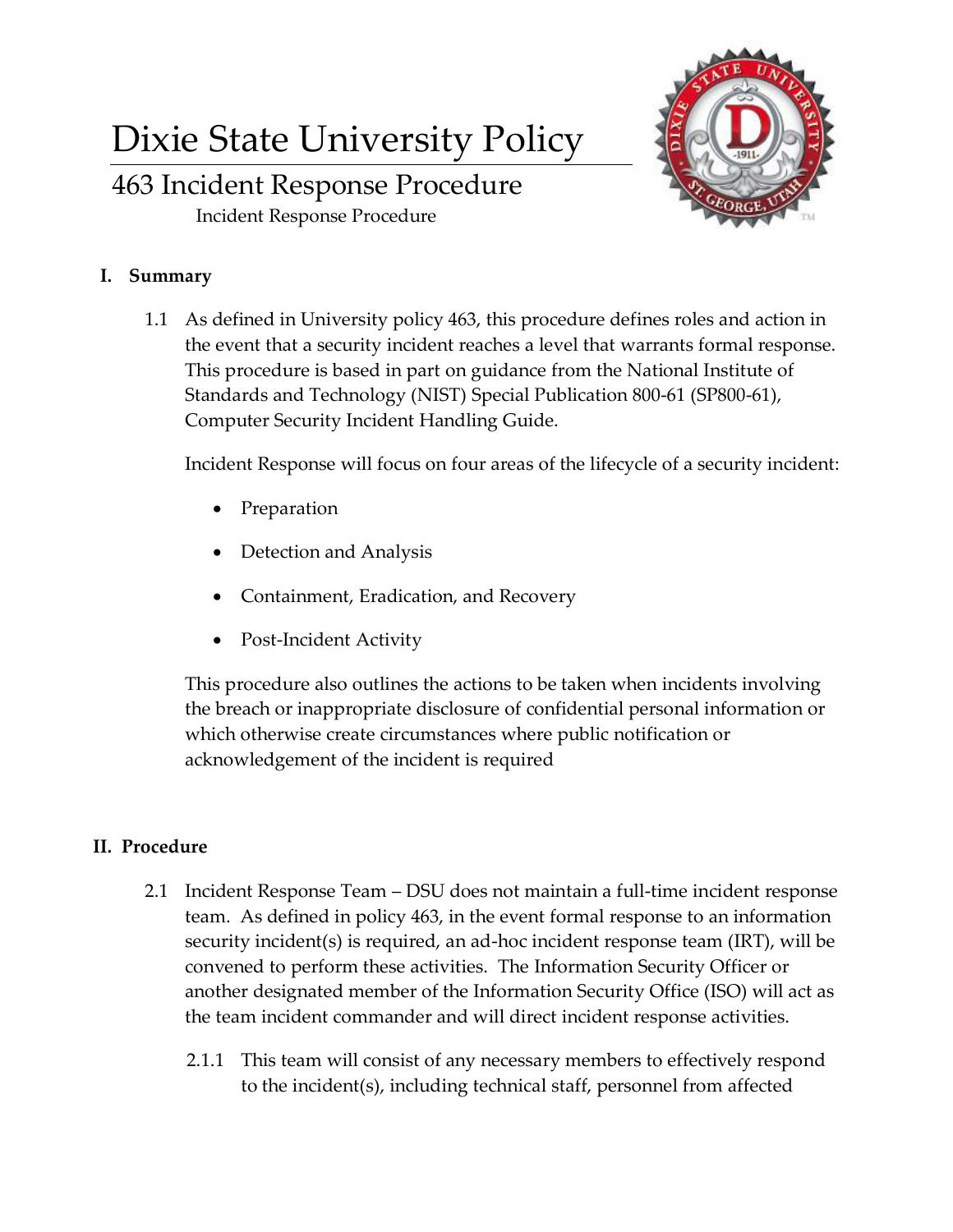# Dixie State University Policy

## 463 Incident Response Procedure

Incident Response Procedure

### I. Summary

1.1 As defined in University policy 463, this procedure defines roles and action in the event that a security incident reaches a level that warrants formal response. This procedure is based in part on guidance from the National Institute of Standards and Technology (NIST) Special Publication 800-61 (SP800-61), Computer Security Incident Handling Guide.

Incident Response will focus on four areas of the lifecycle of a security incident:

- Preparation
- Detection and Analysis
- Containment, Eradication, and Recovery
- Post-Incident Activity

This procedure also outlines the actions to be taken when incidents involving the breach or inappropriate disclosure of confidential personal information or which otherwise create circumstances where public notification or acknowledgement of the incident is required

### II. Procedure

2.1 Incident Response Team – DSU does not maintain a full-time incident response team. As defined in policy 463, in the event formal response to an information security incident(s) is required, an ad-hoc incident response team (IRT), will be convened to perform these activities. The Information Security Officer or another designated member of the Information Security Office (ISO) will act as the team incident commander and will direct incident response activities.

2.1.1 This team will consist of any necessary members to effectively respond to the incident(s), including technical staff, personnel from affected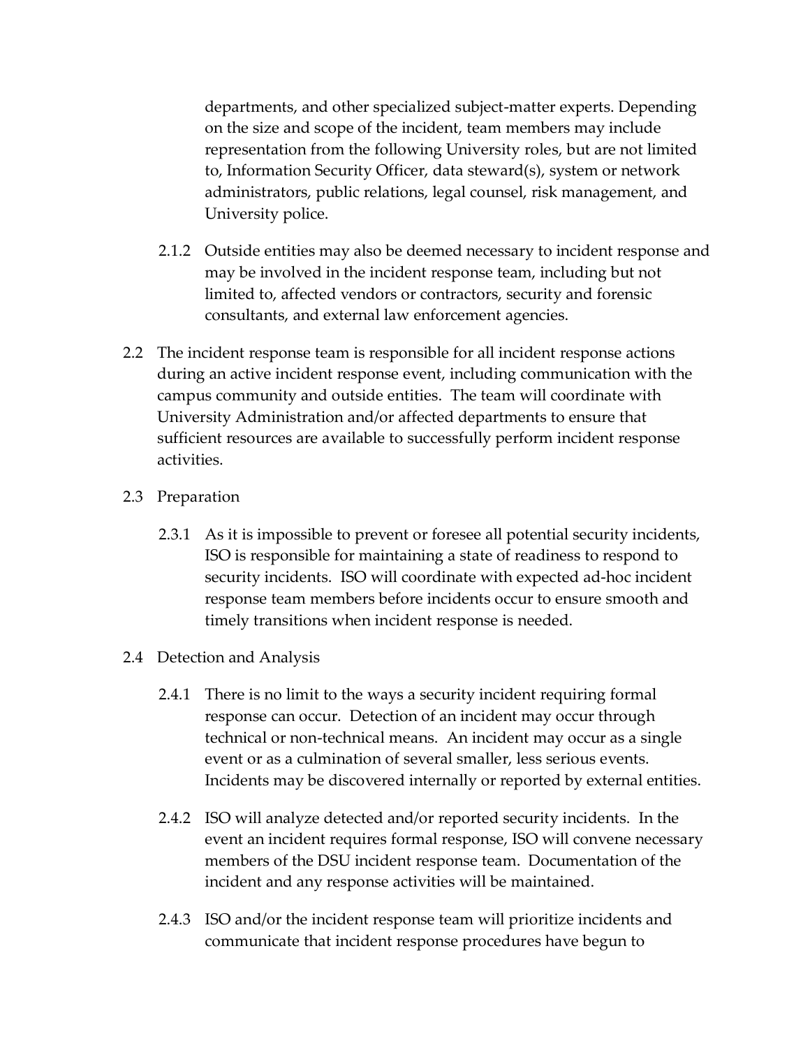departments, and other specialized subject-matter experts. Depending on the size and scope of the incident, team members may include representation from the following University roles, but are not limited to, Information Security Officer, data steward(s), system or network administrators, public relations, legal counsel, risk management, and University police.

2.1.2 Outside entities may also be deemed necessary to incident response and may be involved in the incident response team, including but not limited to, affected vendors or contractors, security and forensic consultants, and external law enforcement agencies.

2.2 The incident response team is responsible for all incident response actions during an active incident response event, including communication with the campus community and outside entities. The team will coordinate with University Administration and/or affected departments to ensure that sufficient resources are available to successfully perform incident response activities.

2.3 Preparation

2.3.1 As it is impossible to prevent or foresee all potential security incidents, ISO is responsible for maintaining a state of readiness to respond to security incidents. ISO will coordinate with expected ad-hoc incident response team members before incidents occur to ensure smooth and timely transitions when incident response is needed.

2.4 Detection and Analysis

2.4.1 There is no limit to the ways a security incident requiring formal response can occur. Detection of an incident may occur through technical or non-technical means. An incident may occur as a single event or as a culmination of several smaller, less serious events. Incidents may be discovered internally or reported by external entities.

2.4.2 ISO will analyze detected and/or reported security incidents. In the event an incident requires formal response, ISO will convene necessary members of the DSU incident response team. Documentation of the incident and any response activities will be maintained.

2.4.3 ISO and/or the incident response team will prioritize incidents and communicate that incident response procedures have begun to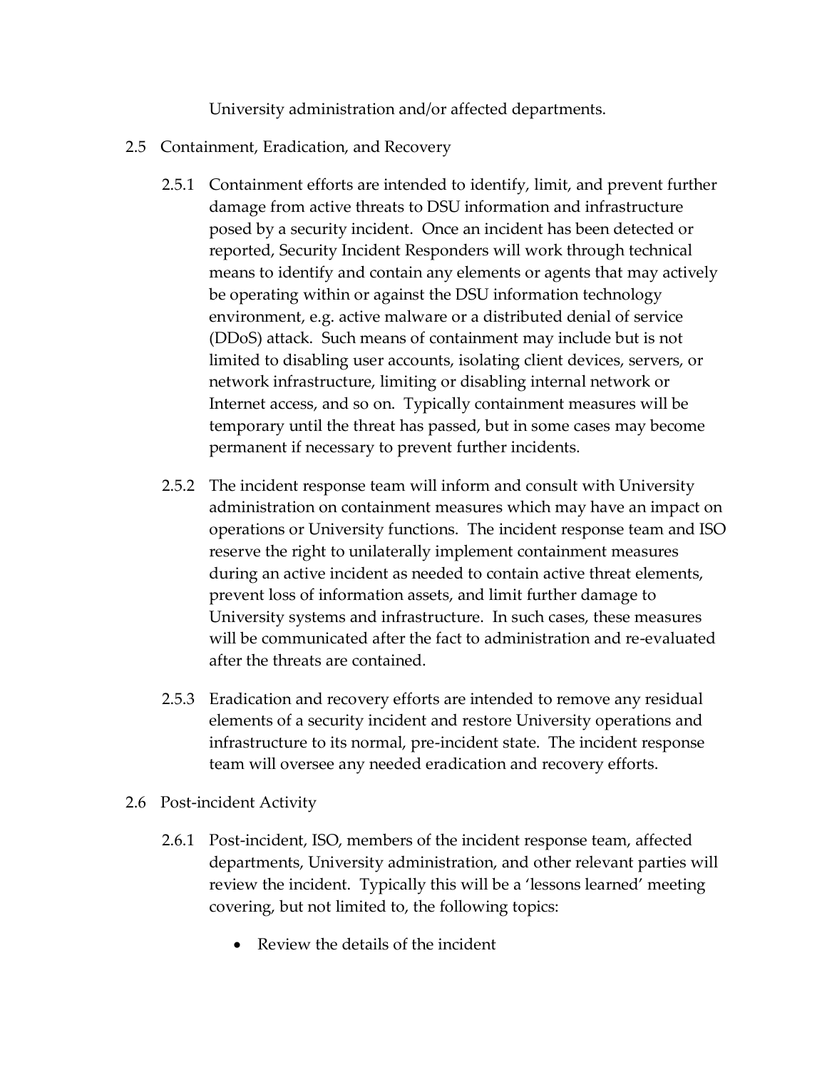University administration and/or affected departments.

## 2.5 Containment, Eradication, and Recovery

2.5.1 Containment efforts are intended to identify, limit, and prevent further damage from active threats to DSU information and infrastructure posed by a security incident. Once an incident has been detected or reported, Security Incident Responders will work through technical means to identify and contain any elements or agents that may actively be operating within or against the DSU information technology environment, e.g. active malware or a distributed denial of service (DDoS) attack. Such means of containment may include but is not limited to disabling user accounts, isolating client devices, servers, or network infrastructure, limiting or disabling internal network or Internet access, and so on. Typically containment measures will be temporary until the threat has passed, but in some cases may become permanent if necessary to prevent further incidents.

2.5.2 The incident response team will inform and consult with University administration on containment measures which may have an impact on operations or University functions. The incident response team and ISO reserve the right to unilaterally implement containment measures during an active incident as needed to contain active threat elements, prevent loss of information assets, and limit further damage to University systems and infrastructure. In such cases, these measures will be communicated after the fact to administration and re-evaluated after the threats are contained.

2.5.3 Eradication and recovery efforts are intended to remove any residual elements of a security incident and restore University operations and infrastructure to its normal, pre-incident state. The incident response team will oversee any needed eradication and recovery efforts.

## 2.6 Post-incident Activity

2.6.1 Post-incident, ISO, members of the incident response team, affected departments, University administration, and other relevant parties will review the incident. Typically this will be a 'lessons learned' meeting covering, but not limited to, the following topics:

- Review the details of the incident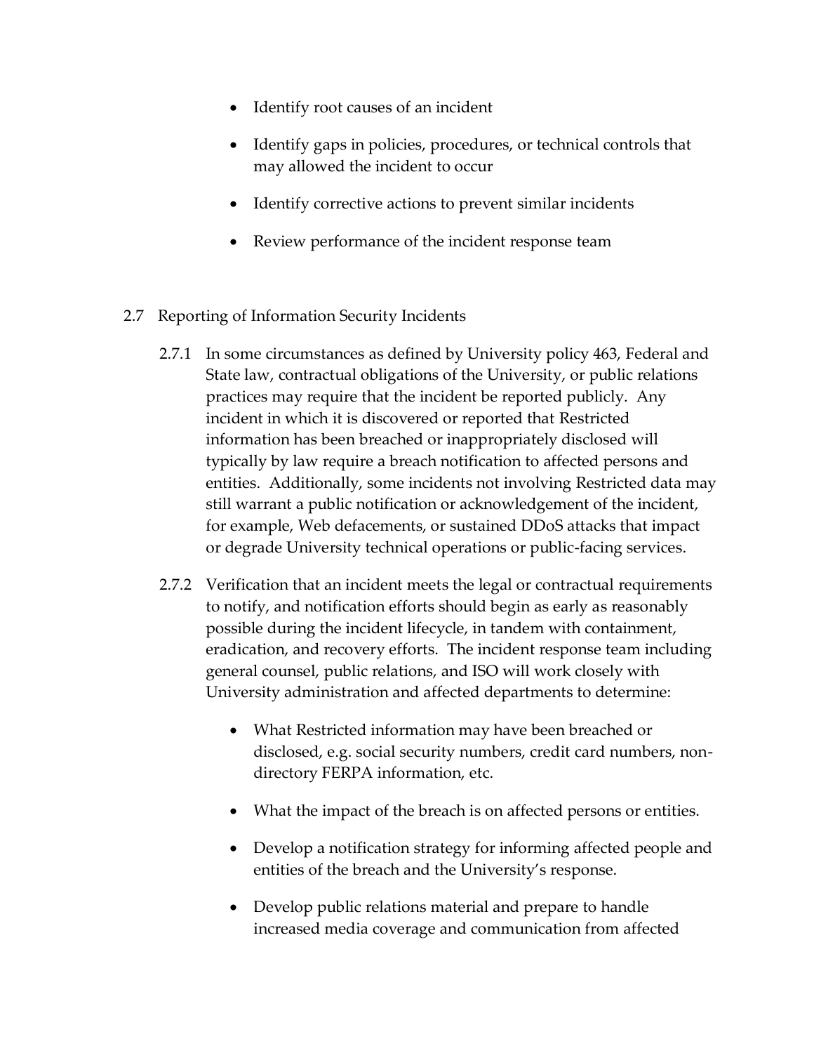- Identify root causes of an incident
- Identify gaps in policies, procedures, or technical controls that may allowed the incident to occur
- Identify corrective actions to prevent similar incidents
- Review performance of the incident response team

## 2.7 Reporting of Information Security Incidents

2.7.1 In some circumstances as defined by University policy 463, Federal and State law, contractual obligations of the University, or public relations practices may require that the incident be reported publicly. Any incident in which it is discovered or reported that Restricted information has been breached or inappropriately disclosed will typically by law require a breach notification to affected persons and entities. Additionally, some incidents not involving Restricted data may still warrant a public notification or acknowledgement of the incident, for example, Web defacements, or sustained DDoS attacks that impact or degrade University technical operations or public-facing services.

2.7.2 Verification that an incident meets the legal or contractual requirements to notify, and notification efforts should begin as early as reasonably possible during the incident lifecycle, in tandem with containment, eradication, and recovery efforts. The incident response team including general counsel, public relations, and ISO will work closely with University administration and affected departments to determine:

- What Restricted information may have been breached or disclosed, e.g. social security numbers, credit card numbers, non-directory FERPA information, etc.
- What the impact of the breach is on affected persons or entities.
- Develop a notification strategy for informing affected people and entities of the breach and the University's response.
- Develop public relations material and prepare to handle increased media coverage and communication from affected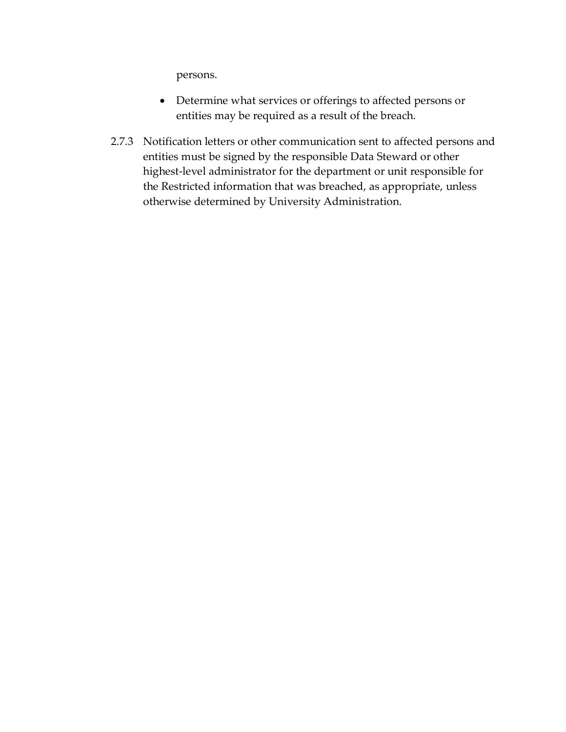persons.

- Determine what services or offerings to affected persons or entities may be required as a result of the breach.

2.7.3 Notification letters or other communication sent to affected persons and entities must be signed by the responsible Data Steward or other highest-level administrator for the department or unit responsible for the Restricted information that was breached, as appropriate, unless otherwise determined by University Administration.